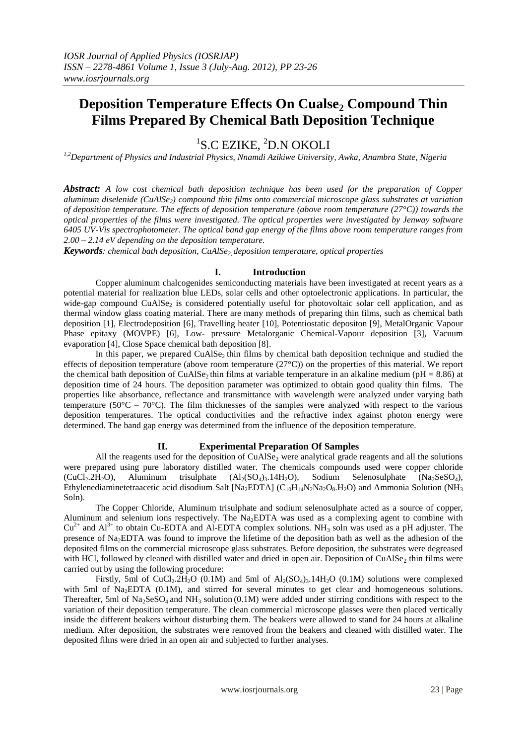# Deposition Temperature Effects On Cualse$_2$ Compound Thin Films Prepared By Chemical Bath Deposition Technique

[1]S.C EZIKE, [2]D.N OKOLI

*[1,2]Department of Physics and Industrial Physics, Nnamdi Azikiwe University, Awka, Anambra State, Nigeria*

***Abstract:*** *A low cost chemical bath deposition technique has been used for the preparation of Copper aluminum diselenide ($CuAlSe_2$) compound thin films onto commercial microscope glass substrates at variation of deposition temperature. The effects of deposition temperature (above room temperature (27°C)) towards the optical properties of the films were investigated. The optical properties were investigated by Jenway software 6405 UV-Vis spectrophotometer. The optical band gap energy of the films above room temperature ranges from 2.00 – 2.14 eV depending on the deposition temperature.*

***Keywords****: chemical bath deposition, $CuAlSe_2$, deposition temperature, optical properties*

## I. Introduction

Copper aluminum chalcogenides semiconducting materials have been investigated at recent years as a potential material for realization blue LEDs, solar cells and other optoelectronic applications. In particular, the wide-gap compound $CuAlSe_2$ is considered potentially useful for photovoltaic solar cell application, and as thermal window glass coating material. There are many methods of preparing thin films, such as chemical bath deposition [1], Electrodeposition [6], Travelling heater [10], Potentiostatic depositon [9], MetalOrganic Vapour Phase epitaxy (MOVPE) [6], Low- pressure Metalorganic Chemical-Vapour deposition [3], Vacuum evaporation [4], Close Space chemical bath deposition [8].

In this paper, we prepared $CuAlSe_2$ thin films by chemical bath deposition technique and studied the effects of deposition temperature (above room temperature (27°C)) on the properties of this material. We report the chemical bath deposition of $CuAlSe_2$ thin films at variable temperature in an alkaline medium (pH = 8.86) at deposition time of 24 hours. The deposition parameter was optimized to obtain good quality thin films. The properties like absorbance, reflectance and transmittance with wavelength were analyzed under varying bath temperature (50°C – 70°C). The film thicknesses of the samples were analyzed with respect to the various deposition temperatures. The optical conductivities and the refractive index against photon energy were determined. The band gap energy was determined from the influence of the deposition temperature.

## II. Experimental Preparation Of Samples

All the reagents used for the deposition of $CuAlSe_2$ were analytical grade reagents and all the solutions were prepared using pure laboratory distilled water. The chemicals compounds used were copper chloride ($CuCl_2.2H_2O$), Aluminum trisulphate ($Al_2(SO_4)_3.14H_2O$), Sodium Selenosulphate ($Na_2SeSO_4$), Ethylenediaminetetraacetic acid disodium Salt [$Na_2EDTA$] ($C_{10}H_{14}N_2Na_2O_8.H_2O$) and Ammonia Solution ($NH_3$ Soln).

The Copper Chloride, Aluminum trisulphate and sodium selenosulphate acted as a source of copper, Aluminum and selenium ions respectively. The $Na_2EDTA$ was used as a complexing agent to combine with $Cu^{2+}$ and $Al^{3+}$ to obtain Cu-EDTA and Al-EDTA complex solutions. $NH_3$ soln was used as a pH adjuster. The presence of $Na_2EDTA$ was found to improve the lifetime of the deposition bath as well as the adhesion of the deposited films on the commercial microscope glass substrates. Before deposition, the substrates were degreased with HCl, followed by cleaned with distilled water and dried in open air. Deposition of $CuAlSe_2$ thin films were carried out by using the following procedure:

Firstly, 5ml of $CuCl_2.2H_2O$ (0.1M) and 5ml of $Al_2(SO_4)_3.14H_2O$ (0.1M) solutions were complexed with 5ml of $Na_2EDTA$ (0.1M), and stirred for several minutes to get clear and homogeneous solutions. Thereafter, 5ml of $Na_2SeSO_4$ and $NH_3$ solution (0.1M) were added under stirring conditions with respect to the variation of their deposition temperature. The clean commercial microscope glasses were then placed vertically inside the different beakers without disturbing them. The beakers were allowed to stand for 24 hours at alkaline medium. After deposition, the substrates were removed from the beakers and cleaned with distilled water. The deposited films were dried in an open air and subjected to further analyses.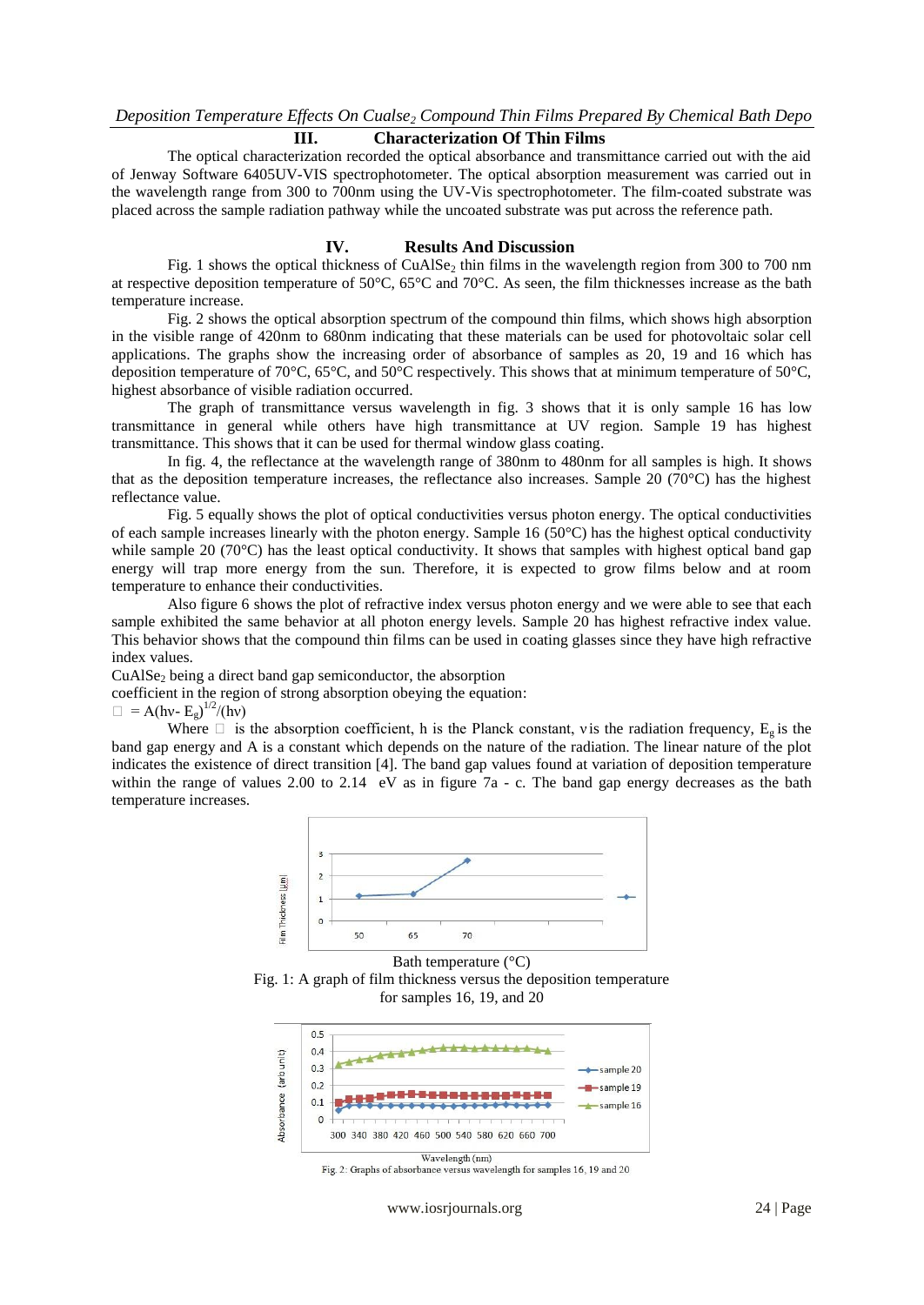## III. Characterization Of Thin Films

The optical characterization recorded the optical absorbance and transmittance carried out with the aid of Jenway Software 6405UV-VIS spectrophotometer. The optical absorption measurement was carried out in the wavelength range from 300 to 700nm using the UV-Vis spectrophotometer. The film-coated substrate was placed across the sample radiation pathway while the uncoated substrate was put across the reference path.

## IV. Results And Discussion

Fig. 1 shows the optical thickness of $CuAlSe_2$ thin films in the wavelength region from 300 to 700 nm at respective deposition temperature of 50°C, 65°C and 70°C. As seen, the film thicknesses increase as the bath temperature increase.

Fig. 2 shows the optical absorption spectrum of the compound thin films, which shows high absorption in the visible range of 420nm to 680nm indicating that these materials can be used for photovoltaic solar cell applications. The graphs show the increasing order of absorbance of samples as 20, 19 and 16 which has deposition temperature of 70°C, 65°C, and 50°C respectively. This shows that at minimum temperature of 50°C, highest absorbance of visible radiation occurred.

The graph of transmittance versus wavelength in fig. 3 shows that it is only sample 16 has low transmittance in general while others have high transmittance at UV region. Sample 19 has highest transmittance. This shows that it can be used for thermal window glass coating.

In fig. 4, the reflectance at the wavelength range of 380nm to 480nm for all samples is high. It shows that as the deposition temperature increases, the reflectance also increases. Sample 20 (70°C) has the highest reflectance value.

Fig. 5 equally shows the plot of optical conductivities versus photon energy. The optical conductivities of each sample increases linearly with the photon energy. Sample 16 (50°C) has the highest optical conductivity while sample 20 (70°C) has the least optical conductivity. It shows that samples with highest optical band gap energy will trap more energy from the sun. Therefore, it is expected to grow films below and at room temperature to enhance their conductivities.

Also figure 6 shows the plot of refractive index versus photon energy and we were able to see that each sample exhibited the same behavior at all photon energy levels. Sample 20 has highest refractive index value. This behavior shows that the compound thin films can be used in coating glasses since they have high refractive index values.

$CuAlSe_2$ being a direct band gap semiconductor, the absorption coefficient in the region of strong absorption obeying the equation:

$$\alpha = A(h\nu - E_g)^{1/2}/(h\nu)$$

Where $\alpha$ is the absorption coefficient, h is the Planck constant, $\nu$ is the radiation frequency, $E_g$ is the band gap energy and A is a constant which depends on the nature of the radiation. The linear nature of the plot indicates the existence of direct transition [4]. The band gap values found at variation of deposition temperature within the range of values 2.00 to 2.14 eV as in figure 7a - c. The band gap energy decreases as the bath temperature increases.

Film Thickness (µm)
3
2
1
0
50 65 70
Bath temperature (°C)

Fig. 1: A graph of film thickness versus the deposition temperature for samples 16, 19, and 20

Absorbance (arb unit)
0.5
0.4
0.3
0.2
0.1
0
300 340 380 420 460 500 540 580 620 660 700
Wavelength (nm)
sample 20
sample 19
sample 16

Fig. 2: Graphs of absorbance versus wavelength for samples 16, 19 and 20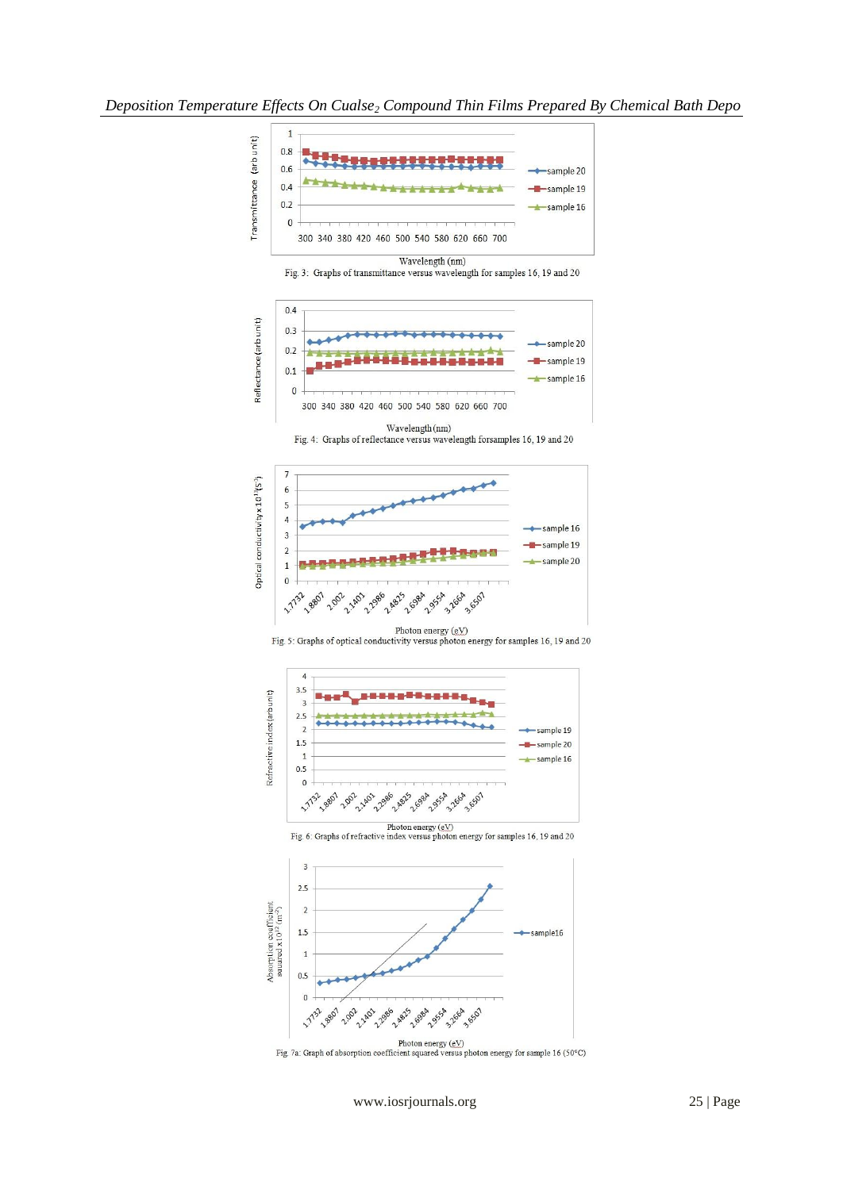Transmittance (arb unit)

1
0.8
0.6
0.4
0.2
0

300 340 380 420 460 500 540 580 620 660 700

sample 20
sample 19
sample 16

Wavelength (nm)

Fig. 3: Graphs of transmittance versus wavelength for samples 16, 19 and 20

Reflectance (arb unit)

0.4
0.3
0.2
0.1
0

300 340 380 420 460 500 540 580 620 660 700

sample 20
sample 19
sample 16

Wavelength (nm)

Fig. 4: Graphs of reflectance versus wavelength forsamples 16, 19 and 20

Optical conductivity x $10^{13}$($S^{-1}$)

7
6
5
4
3
2
1
0

1.7732 1.8807 2.002 2.1401 2.2986 2.4825 2.6984 2.9554 3.2664 3.6507

sample 16
sample 19
sample 20

Photon energy (eV)

Fig. 5: Graphs of optical conductivity versus photon energy for samples 16, 19 and 20

Refractive index (arb unit)

4
3.5
3
2.5
2
1.5
1
0.5
0

1.7732 1.8807 2.002 2.1401 2.2986 2.4825 2.6984 2.9554 3.2664 3.6507

sample 19
sample 20
sample 16

Photon energy (eV)

Fig. 6: Graphs of refractive index versus photon energy for samples 16, 19 and 20

Absorption coefficient squared x $10^{12}$ ($m^{-2}$)

3
2.5
2
1.5
1
0.5
0

1.7732 1.8807 2.002 2.1401 2.2986 2.4825 2.6984 2.9554 3.2664 3.6507

sample16

Photon energy (eV)

Fig. 7a: Graph of absorption coefficient squared versus photon energy for sample 16 (50°C)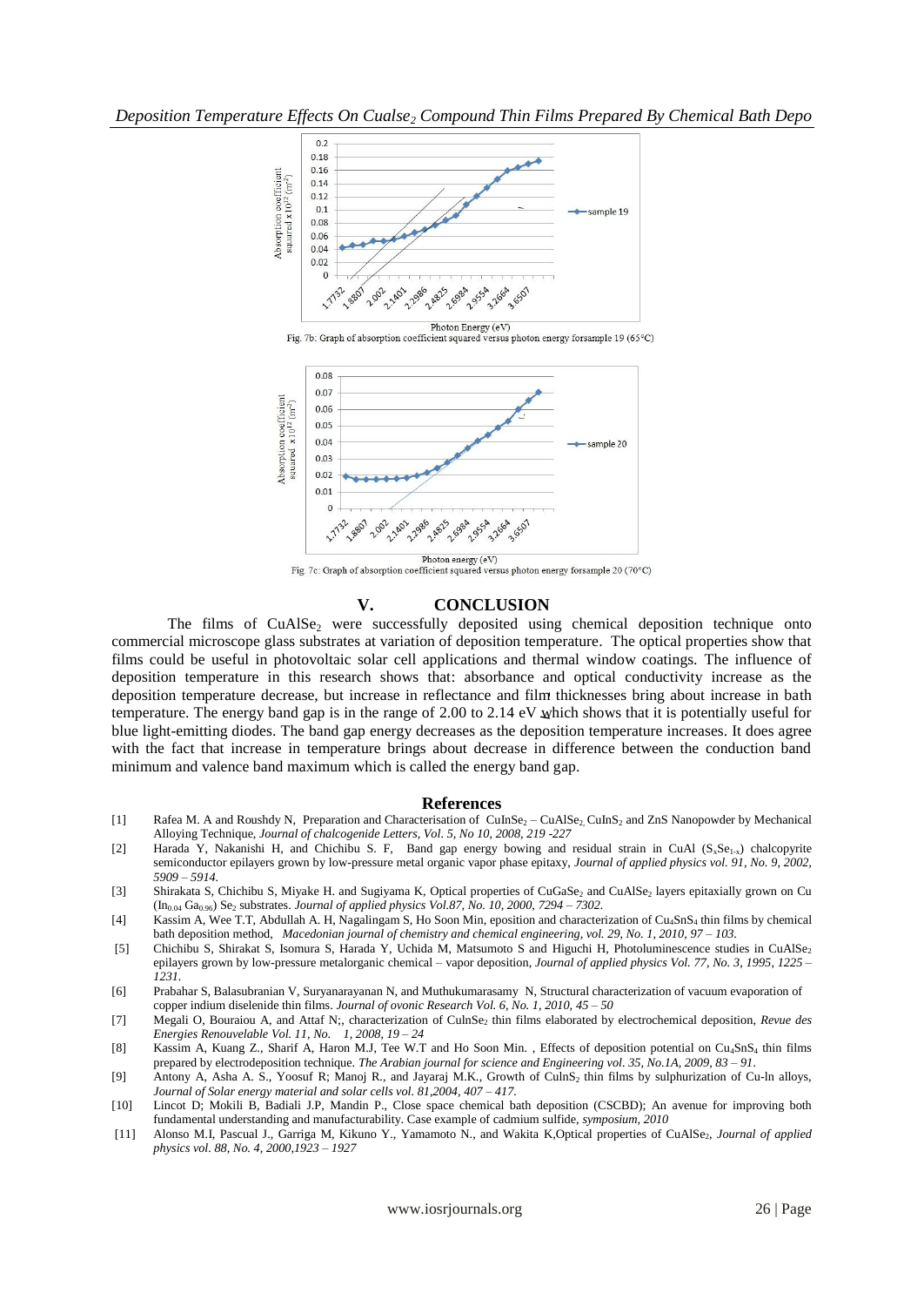0.2
0.18
0.16
0.14
0.12
0.1
0.08
0.06
0.04
0.02
0

Absorption coefficient squared x $10^{12}$ ($m^{-2}$)

1.7732 1.8807 2.002 2.1401 2.2986 2.4825 2.6984 2.9554 3.2664 3.6507

Photon Energy (eV)

sample 19

Fig. 7b: Graph of absorption coefficient squared versus photon energy forsample 19 (65°C)

0.08
0.07
0.06
0.05
0.04
0.03
0.02
0.01
0

Absorption coefficient squared x $10^{12}$ ($m^{-2}$)

1.7732 1.8807 2.002 2.1401 2.2986 2.4825 2.6984 2.9554 3.2664 3.6507

Photon energy (eV)

sample 20

Fig. 7c: Graph of absorption coefficient squared versus photon energy forsample 20 (70°C)

## V. CONCLUSION

The films of $CuAlSe_2$ were successfully deposited using chemical deposition technique onto commercial microscope glass substrates at variation of deposition temperature. The optical properties show that films could be useful in photovoltaic solar cell applications and thermal window coatings. The influence of deposition temperature in this research shows that: absorbance and optical conductivity increase as the deposition temperature decrease, but increase in reflectance and film thicknesses bring about increase in bath temperature. The energy band gap is in the range of 2.00 to 2.14 eV which shows that it is potentially useful for blue light-emitting diodes. The band gap energy decreases as the deposition temperature increases. It does agree with the fact that increase in temperature brings about decrease in difference between the conduction band minimum and valence band maximum which is called the energy band gap.

## References

[1] Rafea M. A and Roushdy N, Preparation and Characterisation of $CuInSe_2$ – $CuAlSe_2$, $CuInS_2$ and ZnS Nanopowder by Mechanical Alloying Technique, *Journal of chalcogenide Letters, Vol. 5, No 10, 2008, 219 -227*

[2] Harada Y, Nakanishi H, and Chichibu S. F, Band gap energy bowing and residual strain in CuAl $(S_xSe_{1-x})$ chalcopyrite semiconductor epilayers grown by low-pressure metal organic vapor phase epitaxy, *Journal of applied physics vol. 91, No. 9, 2002, 5909 – 5914.*

[3] Shirakata S, Chichibu S, Miyake H. and Sugiyama K, Optical properties of $CuGaSe_2$ and $CuAlSe_2$ layers epitaxially grown on Cu $(In_{0.04}\,Ga_{0.96})$ $Se_2$ substrates. *Journal of applied physics Vol.87, No. 10, 2000, 7294 – 7302.*

[4] Kassim A, Wee T.T, Abdullah A. H, Nagalingam S, Ho Soon Min, eposition and characterization of $Cu_4SnS_4$ thin films by chemical bath deposition method, *Macedonian journal of chemistry and chemical engineering, vol. 29, No. 1, 2010, 97 – 103.*

[5] Chichibu S, Shirakat S, Isomura S, Harada Y, Uchida M, Matsumoto S and Higuchi H, Photoluminescence studies in $CuAlSe_2$ epilayers grown by low-pressure metalorganic chemical – vapor deposition, *Journal of applied physics Vol. 77, No. 3, 1995, 1225 – 1231.*

[6] Prabahar S, Balasubranian V, Suryanarayanan N, and Muthukumarasamy N, Structural characterization of vacuum evaporation of copper indium diselenide thin films. *Journal of ovonic Research Vol. 6, No. 1, 2010, 45 – 50*

[7] Megali O, Bouraiou A, and Attaf N;, characterization of $CulnSe_2$ thin films elaborated by electrochemical deposition, *Revue des Energies Renouvelable Vol. 11, No. 1, 2008, 19 – 24*

[8] Kassim A, Kuang Z., Sharif A, Haron M.J, Tee W.T and Ho Soon Min. , Effects of deposition potential on $Cu_4SnS_4$ thin films prepared by electrodeposition technique. *The Arabian journal for science and Engineering vol. 35, No.1A, 2009, 83 – 91.*

[9] Antony A, Asha A. S., Yoosuf R; Manoj R., and Jayaraj M.K., Growth of $CulnS_2$ thin films by sulphurization of Cu-In alloys, *Journal of Solar energy material and solar cells vol. 81,2004, 407 – 417.*

[10] Lincot D; Mokili B, Badiali J.P, Mandin P., Close space chemical bath deposition (CSCBD); An avenue for improving both fundamental understanding and manufacturability. Case example of cadmium sulfide, *symposium, 2010*

[11] Alonso M.I, Pascual J., Garriga M, Kikuno Y., Yamamoto N., and Wakita K,Optical properties of $CuAlSe_2$, *Journal of applied physics vol. 88, No. 4, 2000,1923 – 1927*